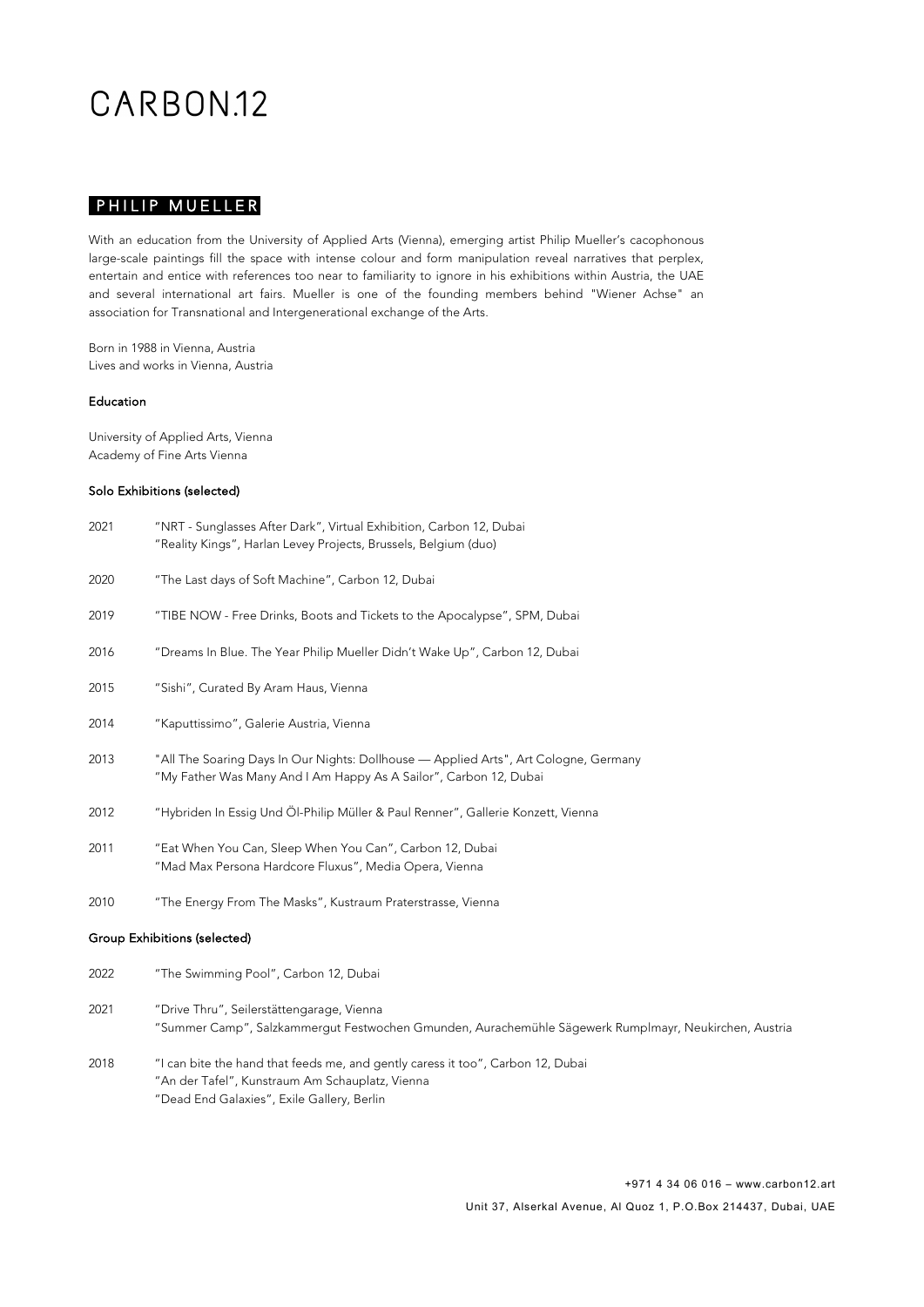# CARBON.12

## PHILIP MUELLER

With an education from the University of Applied Arts (Vienna), emerging artist Philip Mueller's cacophonous large-scale paintings fill the space with intense colour and form manipulation reveal narratives that perplex, entertain and entice with references too near to familiarity to ignore in his exhibitions within Austria, the UAE and several international art fairs. Mueller is one of the founding members behind "Wiener Achse" an association for Transnational and Intergenerational exchange of the Arts.

Born in 1988 in Vienna, Austria
Lives and works in Vienna, Austria

### Education

University of Applied Arts, Vienna
Academy of Fine Arts Vienna

### Solo Exhibitions (selected)

| | |
|---|---|
| 2021 | "NRT - Sunglasses After Dark", Virtual Exhibition, Carbon 12, Dubai<br>"Reality Kings", Harlan Levey Projects, Brussels, Belgium (duo) |
| 2020 | "The Last days of Soft Machine", Carbon 12, Dubai |
| 2019 | "TIBE NOW - Free Drinks, Boots and Tickets to the Apocalypse", SPM, Dubai |
| 2016 | "Dreams In Blue. The Year Philip Mueller Didn't Wake Up", Carbon 12, Dubai |
| 2015 | "Sishi", Curated By Aram Haus, Vienna |
| 2014 | "Kaputtissimo", Galerie Austria, Vienna |
| 2013 | "All The Soaring Days In Our Nights: Dollhouse — Applied Arts", Art Cologne, Germany<br>"My Father Was Many And I Am Happy As A Sailor", Carbon 12, Dubai |
| 2012 | "Hybriden In Essig Und Öl-Philip Müller & Paul Renner", Gallerie Konzett, Vienna |
| 2011 | "Eat When You Can, Sleep When You Can", Carbon 12, Dubai<br>"Mad Max Persona Hardcore Fluxus", Media Opera, Vienna |
| 2010 | "The Energy From The Masks", Kustraum Praterstrasse, Vienna |

### Group Exhibitions (selected)

| | |
|---|---|
| 2022 | "The Swimming Pool", Carbon 12, Dubai |
| 2021 | "Drive Thru", Seilerstättengarage, Vienna<br>"Summer Camp", Salzkammergut Festwochen Gmunden, Aurachemühle Sägewerk Rumplmayr, Neukirchen, Austria |
| 2018 | "I can bite the hand that feeds me, and gently caress it too", Carbon 12, Dubai<br>"An der Tafel", Kunstraum Am Schauplatz, Vienna<br>"Dead End Galaxies", Exile Gallery, Berlin |

+971 4 34 06 016 – www.carbon12.art
Unit 37, Alserkal Avenue, Al Quoz 1, P.O.Box 214437, Dubai, UAE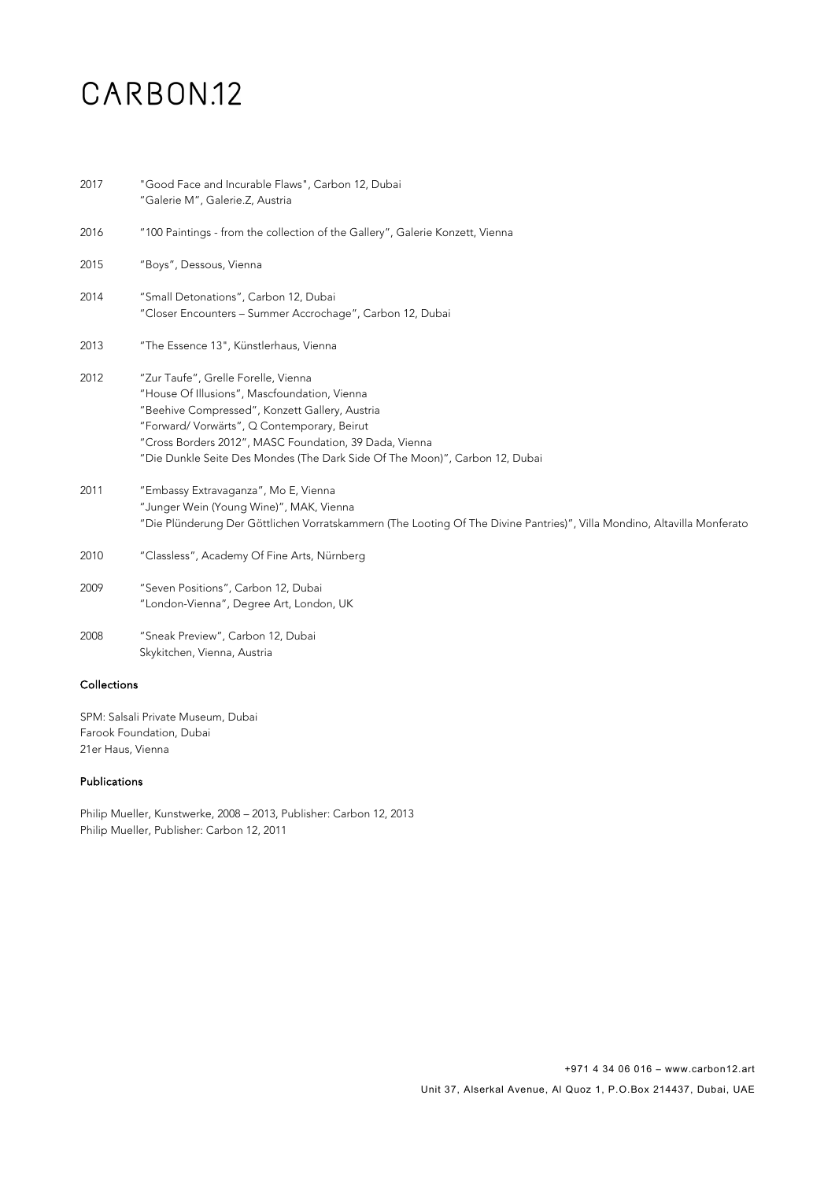# CARBON.12

| | |
|---|---|
| 2017 | "Good Face and Incurable Flaws", Carbon 12, Dubai<br>"Galerie M", Galerie.Z, Austria |
| 2016 | "100 Paintings - from the collection of the Gallery", Galerie Konzett, Vienna |
| 2015 | "Boys", Dessous, Vienna |
| 2014 | "Small Detonations", Carbon 12, Dubai<br>"Closer Encounters – Summer Accrochage", Carbon 12, Dubai |
| 2013 | "The Essence 13", Künstlerhaus, Vienna |
| 2012 | "Zur Taufe", Grelle Forelle, Vienna<br>"House Of Illusions", Mascfoundation, Vienna<br>"Beehive Compressed", Konzett Gallery, Austria<br>"Forward/ Vorwärts", Q Contemporary, Beirut<br>"Cross Borders 2012", MASC Foundation, 39 Dada, Vienna<br>"Die Dunkle Seite Des Mondes (The Dark Side Of The Moon)", Carbon 12, Dubai |
| 2011 | "Embassy Extravaganza", Mo E, Vienna<br>"Junger Wein (Young Wine)", MAK, Vienna<br>"Die Plünderung Der Göttlichen Vorratskammern (The Looting Of The Divine Pantries)", Villa Mondino, Altavilla Monferato |
| 2010 | "Classless", Academy Of Fine Arts, Nürnberg |
| 2009 | "Seven Positions", Carbon 12, Dubai<br>"London-Vienna", Degree Art, London, UK |
| 2008 | "Sneak Preview", Carbon 12, Dubai<br>Skykitchen, Vienna, Austria |

**Collections**

SPM: Salsali Private Museum, Dubai
Farook Foundation, Dubai
21er Haus, Vienna

**Publications**

Philip Mueller, Kunstwerke, 2008 – 2013, Publisher: Carbon 12, 2013
Philip Mueller, Publisher: Carbon 12, 2011

+971 4 34 06 016 – www.carbon12.art
Unit 37, Alserkal Avenue, Al Quoz 1, P.O.Box 214437, Dubai, UAE